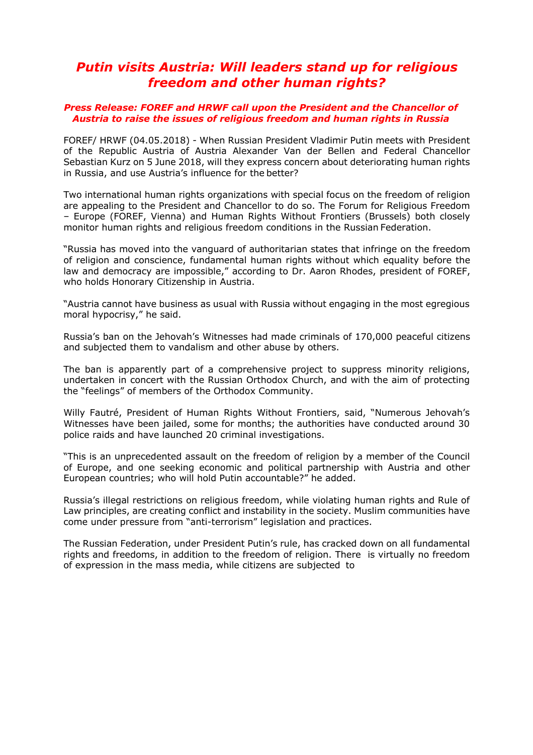# *Putin visits Austria: Will leaders stand up for religious freedom and other human rights?*

***Press Release: FOREF and HRWF call upon the President and the Chancellor of Austria to raise the issues of religious freedom and human rights in Russia***

FOREF/ HRWF (04.05.2018) - When Russian President Vladimir Putin meets with President of the Republic Austria of Austria Alexander Van der Bellen and Federal Chancellor Sebastian Kurz on 5 June 2018, will they express concern about deteriorating human rights in Russia, and use Austria's influence for the better?

Two international human rights organizations with special focus on the freedom of religion are appealing to the President and Chancellor to do so. The Forum for Religious Freedom – Europe (FOREF, Vienna) and Human Rights Without Frontiers (Brussels) both closely monitor human rights and religious freedom conditions in the Russian Federation.

"Russia has moved into the vanguard of authoritarian states that infringe on the freedom of religion and conscience, fundamental human rights without which equality before the law and democracy are impossible," according to Dr. Aaron Rhodes, president of FOREF, who holds Honorary Citizenship in Austria.

"Austria cannot have business as usual with Russia without engaging in the most egregious moral hypocrisy," he said.

Russia's ban on the Jehovah's Witnesses had made criminals of 170,000 peaceful citizens and subjected them to vandalism and other abuse by others.

The ban is apparently part of a comprehensive project to suppress minority religions, undertaken in concert with the Russian Orthodox Church, and with the aim of protecting the "feelings" of members of the Orthodox Community.

Willy Fautré, President of Human Rights Without Frontiers, said, "Numerous Jehovah's Witnesses have been jailed, some for months; the authorities have conducted around 30 police raids and have launched 20 criminal investigations.

"This is an unprecedented assault on the freedom of religion by a member of the Council of Europe, and one seeking economic and political partnership with Austria and other European countries; who will hold Putin accountable?" he added.

Russia's illegal restrictions on religious freedom, while violating human rights and Rule of Law principles, are creating conflict and instability in the society. Muslim communities have come under pressure from "anti-terrorism" legislation and practices.

The Russian Federation, under President Putin's rule, has cracked down on all fundamental rights and freedoms, in addition to the freedom of religion. There is virtually no freedom of expression in the mass media, while citizens are subjected to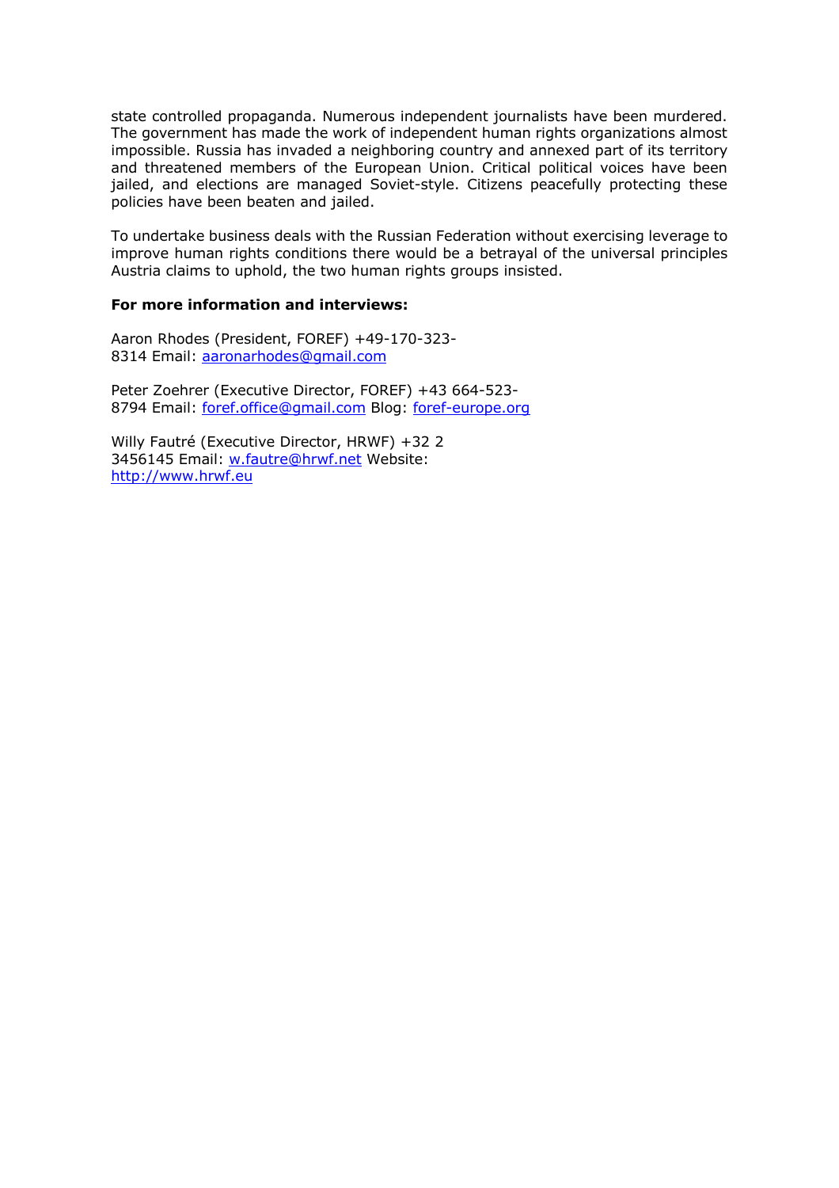state controlled propaganda. Numerous independent journalists have been murdered. The government has made the work of independent human rights organizations almost impossible. Russia has invaded a neighboring country and annexed part of its territory and threatened members of the European Union. Critical political voices have been jailed, and elections are managed Soviet-style. Citizens peacefully protecting these policies have been beaten and jailed.

To undertake business deals with the Russian Federation without exercising leverage to improve human rights conditions there would be a betrayal of the universal principles Austria claims to uphold, the two human rights groups insisted.

**For more information and interviews:**

Aaron Rhodes (President, FOREF) +49-170-323-8314 Email: aaronrhodes@gmail.com

Peter Zoehrer (Executive Director, FOREF) +43 664-523-8794 Email: foref.office@gmail.com Blog: foref-europe.org

Willy Fautré (Executive Director, HRWF) +32 2 3456145 Email: w.fautre@hrwf.net Website: http://www.hrwf.eu